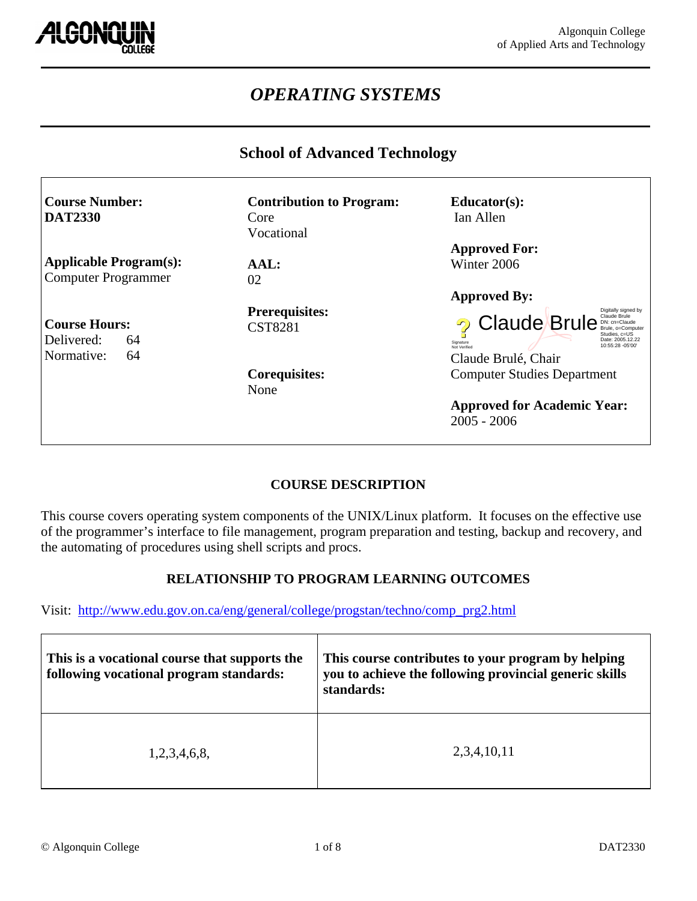Algonquin College
of Applied Arts and Technology

# *OPERATING SYSTEMS*

## School of Advanced Technology

| | | |
|---|---|---|
| **Course Number:**<br>**DAT2330** | **Contribution to Program:**<br>Core<br>Vocational | **Educator(s):**<br>Ian Allen |
| **Applicable Program(s):**<br>Computer Programmer | **AAL:**<br>02 | **Approved For:**<br>Winter 2006 |
| **Course Hours:**<br>Delivered: 64<br>Normative: 64 | **Prerequisites:**<br>CST8281 | **Approved By:**<br>Claude Brule (Digitally signed by Claude Brule DN: cn=Claude Brule, o=Computer Studies, c=US Date: 2005.12.22 10:55:28 -05'00' Signature Not Verified)<br>Claude Brulé, Chair<br>Computer Studies Department |
| | **Corequisites:**<br>None | **Approved for Academic Year:**<br>2005 - 2006 |

### COURSE DESCRIPTION

This course covers operating system components of the UNIX/Linux platform. It focuses on the effective use of the programmer's interface to file management, program preparation and testing, backup and recovery, and the automating of procedures using shell scripts and procs.

### RELATIONSHIP TO PROGRAM LEARNING OUTCOMES

Visit: http://www.edu.gov.on.ca/eng/general/college/progstan/techno/comp_prg2.html

| This is a vocational course that supports the following vocational program standards: | This course contributes to your program by helping you to achieve the following provincial generic skills standards: |
|---|---|
| 1,2,3,4,6,8, | 2,3,4,10,11 |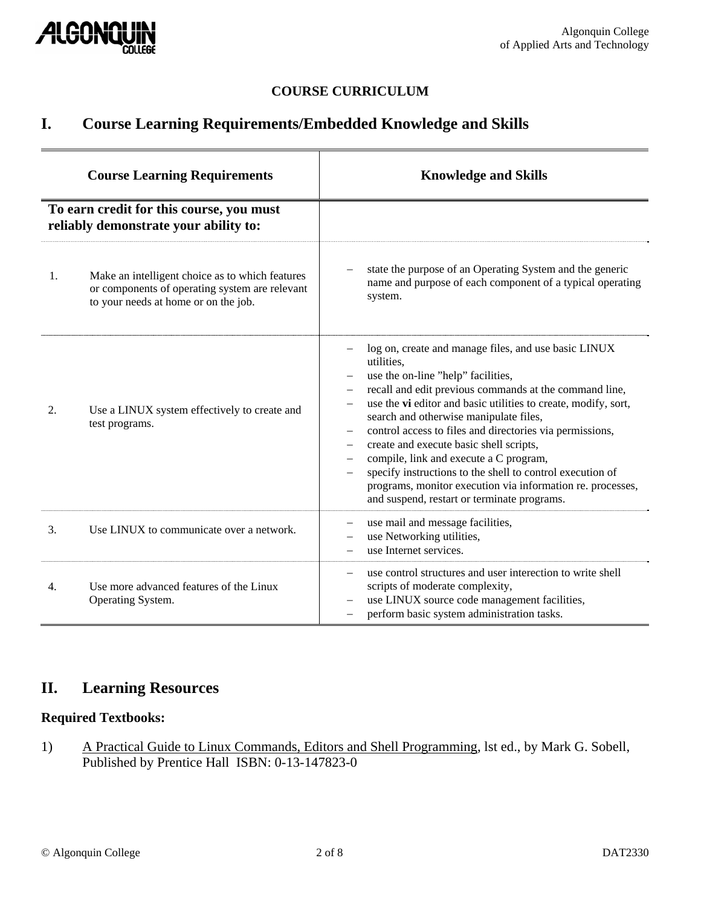**COURSE CURRICULUM**

## I. Course Learning Requirements/Embedded Knowledge and Skills

| Course Learning Requirements | Knowledge and Skills |
|---|---|
| **To earn credit for this course, you must reliably demonstrate your ability to:** | |
| 1. Make an intelligent choice as to which features or components of operating system are relevant to your needs at home or on the job. | – state the purpose of an Operating System and the generic name and purpose of each component of a typical operating system. |
| 2. Use a LINUX system effectively to create and test programs. | – log on, create and manage files, and use basic LINUX utilities,<br>– use the on-line "help" facilities,<br>– recall and edit previous commands at the command line,<br>– use the **vi** editor and basic utilities to create, modify, sort, search and otherwise manipulate files,<br>– control access to files and directories via permissions,<br>– create and execute basic shell scripts,<br>– compile, link and execute a C program,<br>– specify instructions to the shell to control execution of programs, monitor execution via information re. processes, and suspend, restart or terminate programs. |
| 3. Use LINUX to communicate over a network. | – use mail and message facilities,<br>– use Networking utilities,<br>– use Internet services. |
| 4. Use more advanced features of the Linux Operating System. | – use control structures and user interection to write shell scripts of moderate complexity,<br>– use LINUX source code management facilities,<br>– perform basic system administration tasks. |

## II. Learning Resources

### Required Textbooks:

1) A Practical Guide to Linux Commands, Editors and Shell Programming, lst ed., by Mark G. Sobell, Published by Prentice Hall ISBN: 0-13-147823-0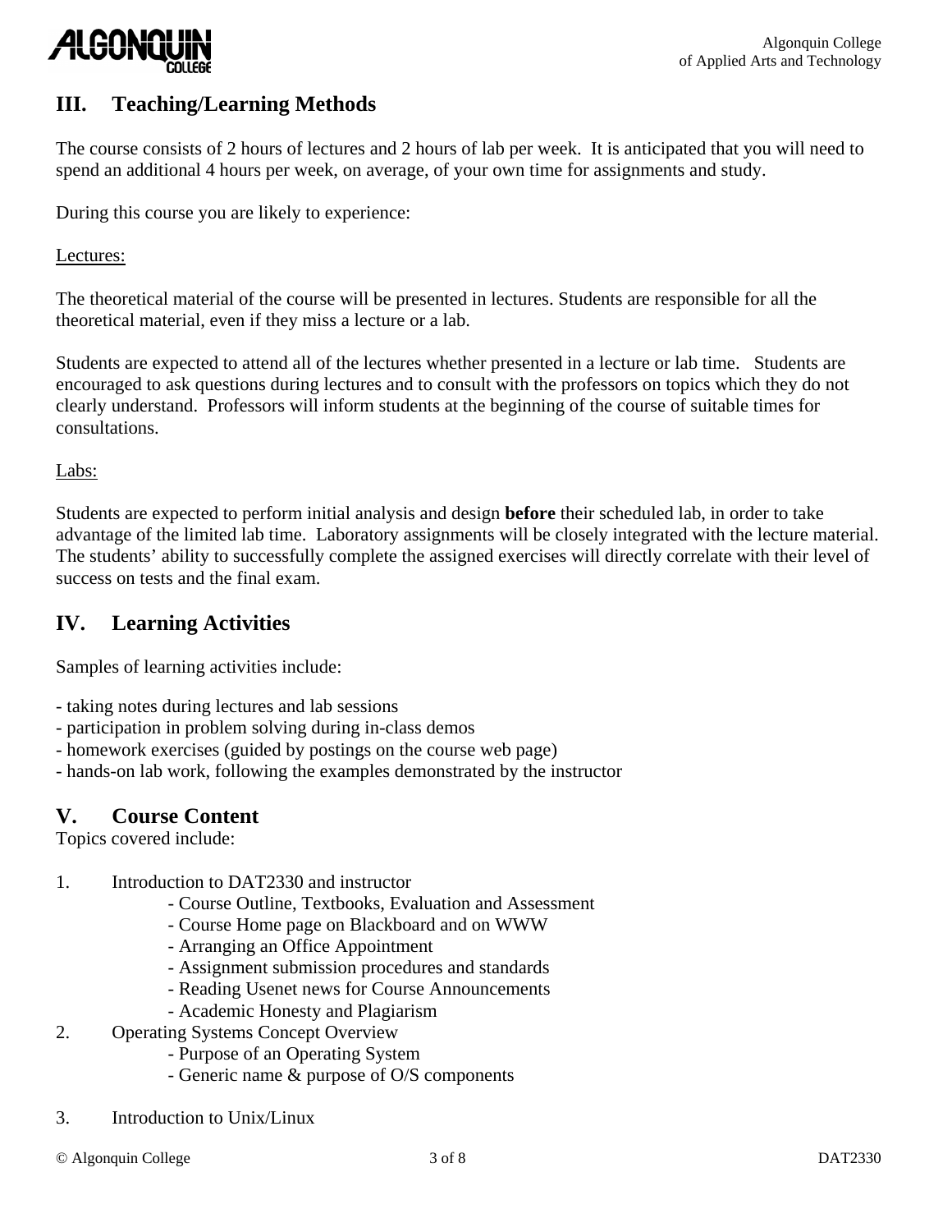## III. Teaching/Learning Methods

The course consists of 2 hours of lectures and 2 hours of lab per week. It is anticipated that you will need to spend an additional 4 hours per week, on average, of your own time for assignments and study.

During this course you are likely to experience:

<u>Lectures:</u>

The theoretical material of the course will be presented in lectures. Students are responsible for all the theoretical material, even if they miss a lecture or a lab.

Students are expected to attend all of the lectures whether presented in a lecture or lab time. Students are encouraged to ask questions during lectures and to consult with the professors on topics which they do not clearly understand. Professors will inform students at the beginning of the course of suitable times for consultations.

<u>Labs:</u>

Students are expected to perform initial analysis and design **before** their scheduled lab, in order to take advantage of the limited lab time. Laboratory assignments will be closely integrated with the lecture material. The students' ability to successfully complete the assigned exercises will directly correlate with their level of success on tests and the final exam.

## IV. Learning Activities

Samples of learning activities include:

- taking notes during lectures and lab sessions
- participation in problem solving during in-class demos
- homework exercises (guided by postings on the course web page)
- hands-on lab work, following the examples demonstrated by the instructor

## V. Course Content

Topics covered include:

1. Introduction to DAT2330 and instructor
    - Course Outline, Textbooks, Evaluation and Assessment
    - Course Home page on Blackboard and on WWW
    - Arranging an Office Appointment
    - Assignment submission procedures and standards
    - Reading Usenet news for Course Announcements
    - Academic Honesty and Plagiarism
2. Operating Systems Concept Overview
    - Purpose of an Operating System
    - Generic name & purpose of O/S components

3. Introduction to Unix/Linux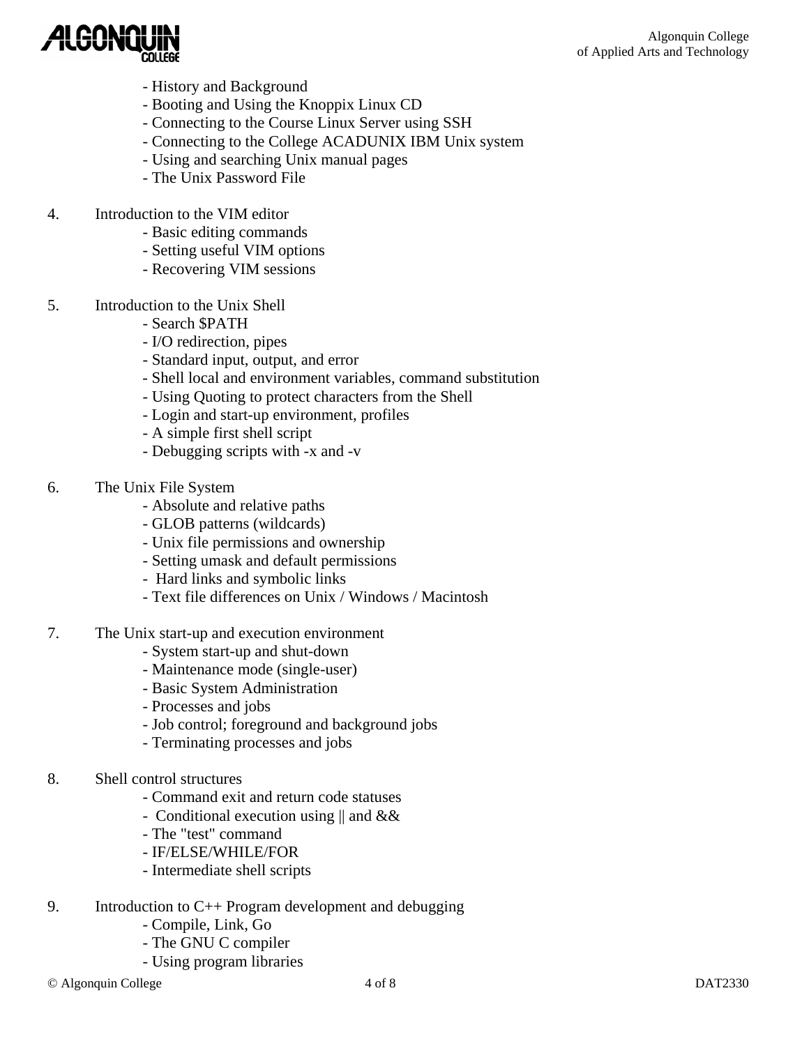- History and Background
- Booting and Using the Knoppix Linux CD
- Connecting to the Course Linux Server using SSH
- Connecting to the College ACADUNIX IBM Unix system
- Using and searching Unix manual pages
- The Unix Password File

4. Introduction to the VIM editor
   - Basic editing commands
   - Setting useful VIM options
   - Recovering VIM sessions

5. Introduction to the Unix Shell
   - Search $PATH
   - I/O redirection, pipes
   - Standard input, output, and error
   - Shell local and environment variables, command substitution
   - Using Quoting to protect characters from the Shell
   - Login and start-up environment, profiles
   - A simple first shell script
   - Debugging scripts with -x and -v

6. The Unix File System
   - Absolute and relative paths
   - GLOB patterns (wildcards)
   - Unix file permissions and ownership
   - Setting umask and default permissions
   - Hard links and symbolic links
   - Text file differences on Unix / Windows / Macintosh

7. The Unix start-up and execution environment
   - System start-up and shut-down
   - Maintenance mode (single-user)
   - Basic System Administration
   - Processes and jobs
   - Job control; foreground and background jobs
   - Terminating processes and jobs

8. Shell control structures
   - Command exit and return code statuses
   - Conditional execution using || and &&
   - The "test" command
   - IF/ELSE/WHILE/FOR
   - Intermediate shell scripts

9. Introduction to C++ Program development and debugging
   - Compile, Link, Go
   - The GNU C compiler
   - Using program libraries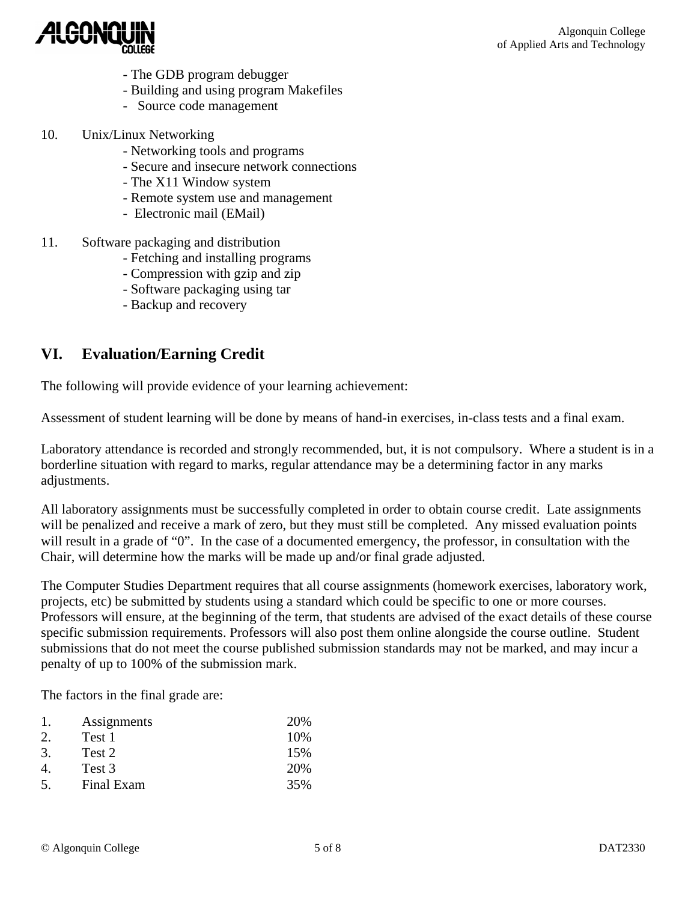- The GDB program debugger
- Building and using program Makefiles
- Source code management

10. Unix/Linux Networking
    - Networking tools and programs
    - Secure and insecure network connections
    - The X11 Window system
    - Remote system use and management
    - Electronic mail (EMail)

11. Software packaging and distribution
    - Fetching and installing programs
    - Compression with gzip and zip
    - Software packaging using tar
    - Backup and recovery

## VI. Evaluation/Earning Credit

The following will provide evidence of your learning achievement:

Assessment of student learning will be done by means of hand-in exercises, in-class tests and a final exam.

Laboratory attendance is recorded and strongly recommended, but, it is not compulsory. Where a student is in a borderline situation with regard to marks, regular attendance may be a determining factor in any marks adjustments.

All laboratory assignments must be successfully completed in order to obtain course credit. Late assignments will be penalized and receive a mark of zero, but they must still be completed. Any missed evaluation points will result in a grade of "0". In the case of a documented emergency, the professor, in consultation with the Chair, will determine how the marks will be made up and/or final grade adjusted.

The Computer Studies Department requires that all course assignments (homework exercises, laboratory work, projects, etc) be submitted by students using a standard which could be specific to one or more courses. Professors will ensure, at the beginning of the term, that students are advised of the exact details of these course specific submission requirements. Professors will also post them online alongside the course outline. Student submissions that do not meet the course published submission standards may not be marked, and may incur a penalty of up to 100% of the submission mark.

The factors in the final grade are:

| | | |
|---|---|---|
| 1. | Assignments | 20% |
| 2. | Test 1 | 10% |
| 3. | Test 2 | 15% |
| 4. | Test 3 | 20% |
| 5. | Final Exam | 35% |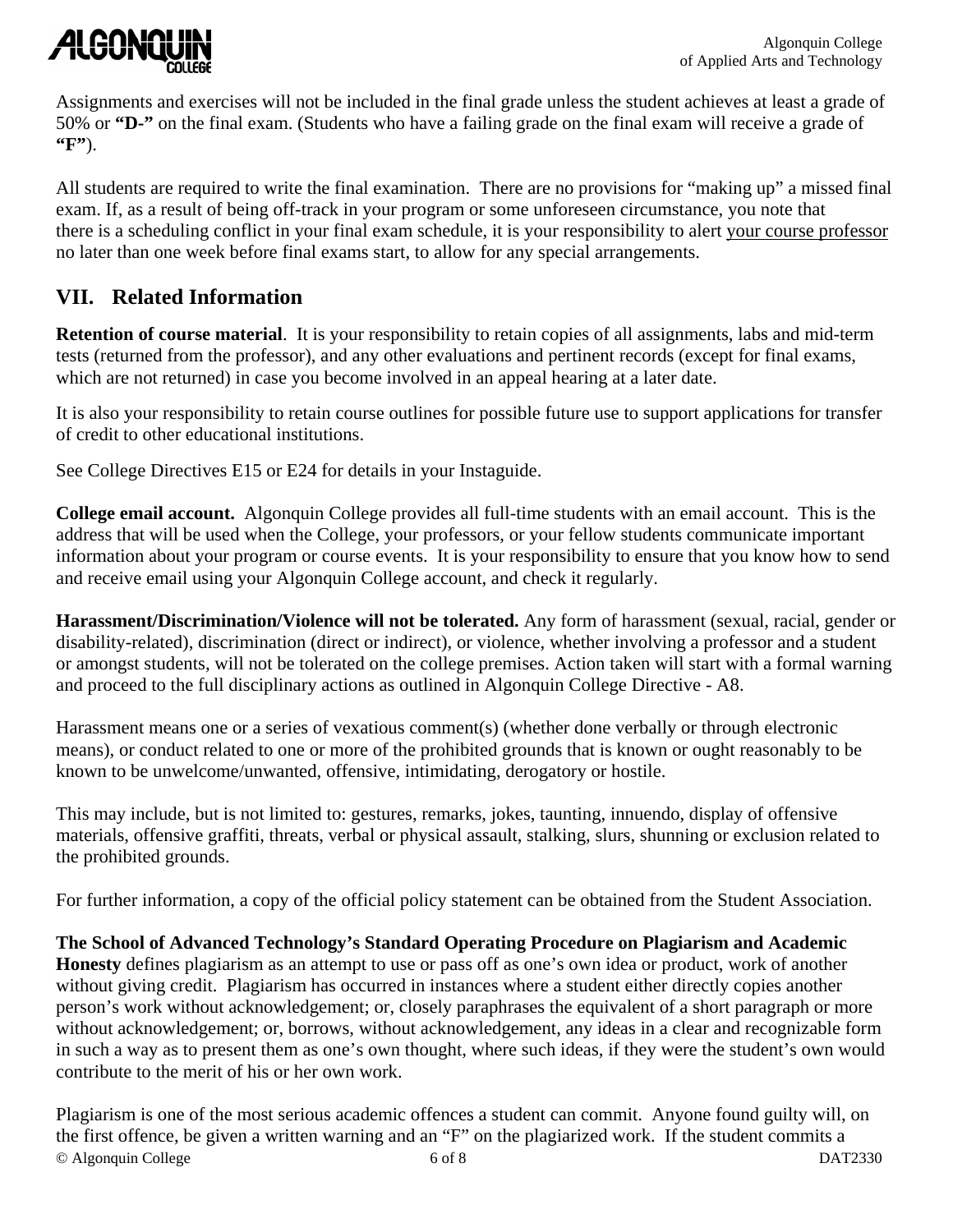Assignments and exercises will not be included in the final grade unless the student achieves at least a grade of 50% or **"D-"** on the final exam. (Students who have a failing grade on the final exam will receive a grade of **"F"**).

All students are required to write the final examination. There are no provisions for "making up" a missed final exam. If, as a result of being off-track in your program or some unforeseen circumstance, you note that there is a scheduling conflict in your final exam schedule, it is your responsibility to alert <u>your course professor</u> no later than one week before final exams start, to allow for any special arrangements.

## VII. Related Information

**Retention of course material**. It is your responsibility to retain copies of all assignments, labs and mid-term tests (returned from the professor), and any other evaluations and pertinent records (except for final exams, which are not returned) in case you become involved in an appeal hearing at a later date.

It is also your responsibility to retain course outlines for possible future use to support applications for transfer of credit to other educational institutions.

See College Directives E15 or E24 for details in your Instaguide.

**College email account.** Algonquin College provides all full-time students with an email account. This is the address that will be used when the College, your professors, or your fellow students communicate important information about your program or course events. It is your responsibility to ensure that you know how to send and receive email using your Algonquin College account, and check it regularly.

**Harassment/Discrimination/Violence will not be tolerated.** Any form of harassment (sexual, racial, gender or disability-related), discrimination (direct or indirect), or violence, whether involving a professor and a student or amongst students, will not be tolerated on the college premises. Action taken will start with a formal warning and proceed to the full disciplinary actions as outlined in Algonquin College Directive - A8.

Harassment means one or a series of vexatious comment(s) (whether done verbally or through electronic means), or conduct related to one or more of the prohibited grounds that is known or ought reasonably to be known to be unwelcome/unwanted, offensive, intimidating, derogatory or hostile.

This may include, but is not limited to: gestures, remarks, jokes, taunting, innuendo, display of offensive materials, offensive graffiti, threats, verbal or physical assault, stalking, slurs, shunning or exclusion related to the prohibited grounds.

For further information, a copy of the official policy statement can be obtained from the Student Association.

**The School of Advanced Technology's Standard Operating Procedure on Plagiarism and Academic Honesty** defines plagiarism as an attempt to use or pass off as one's own idea or product, work of another without giving credit. Plagiarism has occurred in instances where a student either directly copies another person's work without acknowledgement; or, closely paraphrases the equivalent of a short paragraph or more without acknowledgement; or, borrows, without acknowledgement, any ideas in a clear and recognizable form in such a way as to present them as one's own thought, where such ideas, if they were the student's own would contribute to the merit of his or her own work.

Plagiarism is one of the most serious academic offences a student can commit. Anyone found guilty will, on the first offence, be given a written warning and an "F" on the plagiarized work. If the student commits a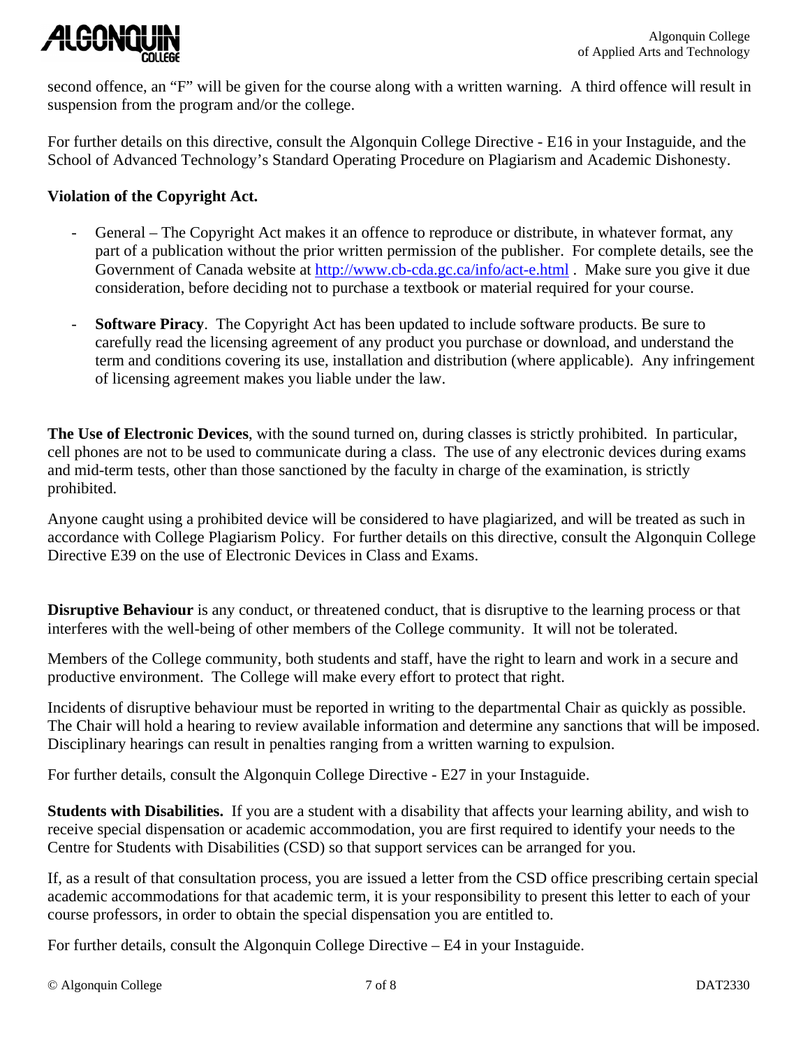second offence, an "F" will be given for the course along with a written warning. A third offence will result in suspension from the program and/or the college.

For further details on this directive, consult the Algonquin College Directive - E16 in your Instaguide, and the School of Advanced Technology's Standard Operating Procedure on Plagiarism and Academic Dishonesty.

**Violation of the Copyright Act.**

- General – The Copyright Act makes it an offence to reproduce or distribute, in whatever format, any part of a publication without the prior written permission of the publisher. For complete details, see the Government of Canada website at http://www.cb-cda.gc.ca/info/act-e.html . Make sure you give it due consideration, before deciding not to purchase a textbook or material required for your course.

- **Software Piracy**. The Copyright Act has been updated to include software products. Be sure to carefully read the licensing agreement of any product you purchase or download, and understand the term and conditions covering its use, installation and distribution (where applicable). Any infringement of licensing agreement makes you liable under the law.

**The Use of Electronic Devices**, with the sound turned on, during classes is strictly prohibited. In particular, cell phones are not to be used to communicate during a class. The use of any electronic devices during exams and mid-term tests, other than those sanctioned by the faculty in charge of the examination, is strictly prohibited.

Anyone caught using a prohibited device will be considered to have plagiarized, and will be treated as such in accordance with College Plagiarism Policy. For further details on this directive, consult the Algonquin College Directive E39 on the use of Electronic Devices in Class and Exams.

**Disruptive Behaviour** is any conduct, or threatened conduct, that is disruptive to the learning process or that interferes with the well-being of other members of the College community. It will not be tolerated.

Members of the College community, both students and staff, have the right to learn and work in a secure and productive environment. The College will make every effort to protect that right.

Incidents of disruptive behaviour must be reported in writing to the departmental Chair as quickly as possible. The Chair will hold a hearing to review available information and determine any sanctions that will be imposed. Disciplinary hearings can result in penalties ranging from a written warning to expulsion.

For further details, consult the Algonquin College Directive - E27 in your Instaguide.

**Students with Disabilities.** If you are a student with a disability that affects your learning ability, and wish to receive special dispensation or academic accommodation, you are first required to identify your needs to the Centre for Students with Disabilities (CSD) so that support services can be arranged for you.

If, as a result of that consultation process, you are issued a letter from the CSD office prescribing certain special academic accommodations for that academic term, it is your responsibility to present this letter to each of your course professors, in order to obtain the special dispensation you are entitled to.

For further details, consult the Algonquin College Directive – E4 in your Instaguide.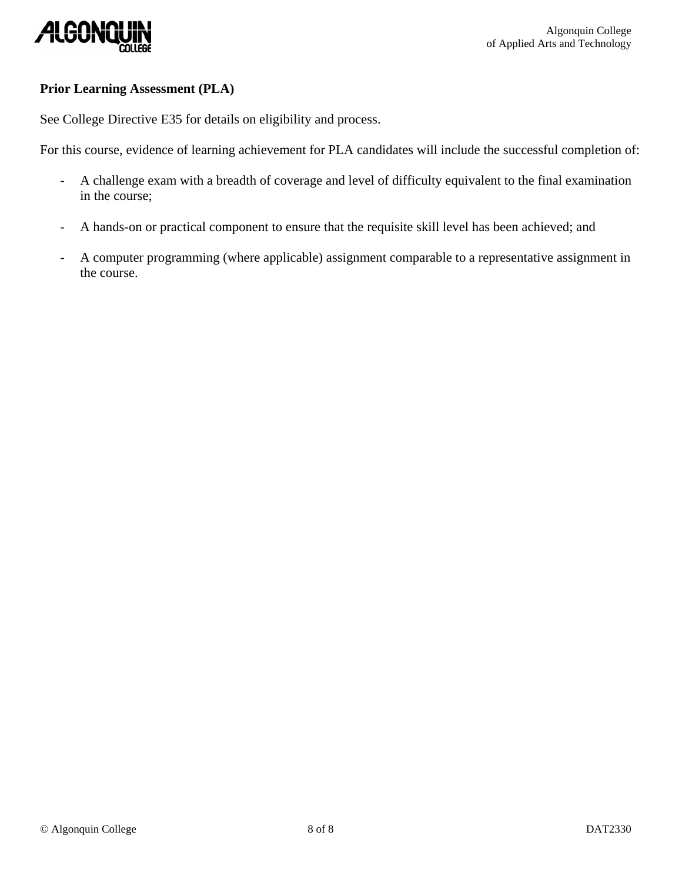**Prior Learning Assessment (PLA)**

See College Directive E35 for details on eligibility and process.

For this course, evidence of learning achievement for PLA candidates will include the successful completion of:

- A challenge exam with a breadth of coverage and level of difficulty equivalent to the final examination in the course;

- A hands-on or practical component to ensure that the requisite skill level has been achieved; and

- A computer programming (where applicable) assignment comparable to a representative assignment in the course.